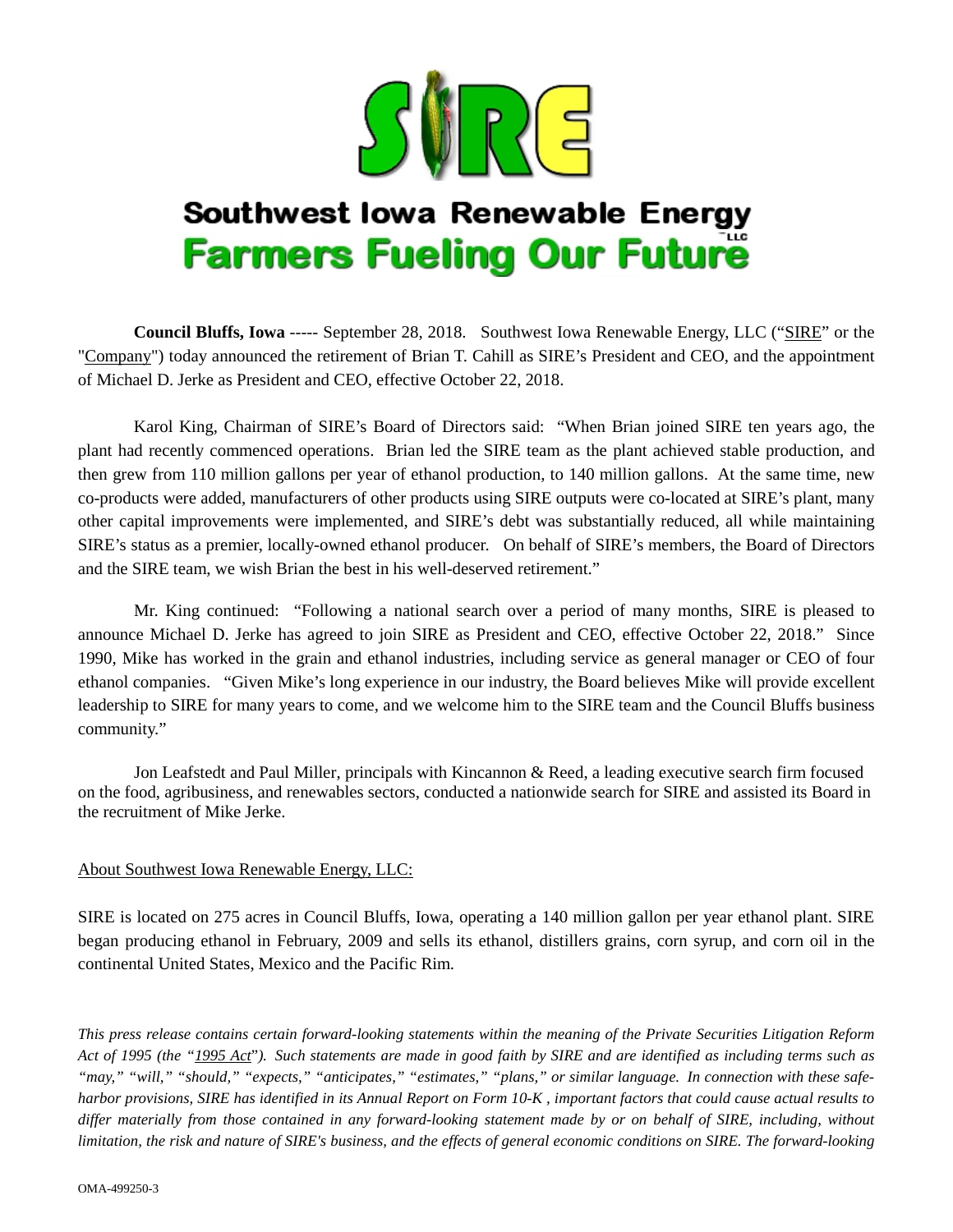# SIRE

## Southwest Iowa Renewable Energy LLC
## Farmers Fueling Our Future

**Council Bluffs, Iowa** ----- September 28, 2018. Southwest Iowa Renewable Energy, LLC ("SIRE" or the "Company") today announced the retirement of Brian T. Cahill as SIRE's President and CEO, and the appointment of Michael D. Jerke as President and CEO, effective October 22, 2018.

Karol King, Chairman of SIRE's Board of Directors said: "When Brian joined SIRE ten years ago, the plant had recently commenced operations. Brian led the SIRE team as the plant achieved stable production, and then grew from 110 million gallons per year of ethanol production, to 140 million gallons. At the same time, new co-products were added, manufacturers of other products using SIRE outputs were co-located at SIRE's plant, many other capital improvements were implemented, and SIRE's debt was substantially reduced, all while maintaining SIRE's status as a premier, locally-owned ethanol producer. On behalf of SIRE's members, the Board of Directors and the SIRE team, we wish Brian the best in his well-deserved retirement."

Mr. King continued: "Following a national search over a period of many months, SIRE is pleased to announce Michael D. Jerke has agreed to join SIRE as President and CEO, effective October 22, 2018." Since 1990, Mike has worked in the grain and ethanol industries, including service as general manager or CEO of four ethanol companies. "Given Mike's long experience in our industry, the Board believes Mike will provide excellent leadership to SIRE for many years to come, and we welcome him to the SIRE team and the Council Bluffs business community."

Jon Leafstedt and Paul Miller, principals with Kincannon & Reed, a leading executive search firm focused on the food, agribusiness, and renewables sectors, conducted a nationwide search for SIRE and assisted its Board in the recruitment of Mike Jerke.

About Southwest Iowa Renewable Energy, LLC:

SIRE is located on 275 acres in Council Bluffs, Iowa, operating a 140 million gallon per year ethanol plant. SIRE began producing ethanol in February, 2009 and sells its ethanol, distillers grains, corn syrup, and corn oil in the continental United States, Mexico and the Pacific Rim.

*This press release contains certain forward-looking statements within the meaning of the Private Securities Litigation Reform Act of 1995 (the "1995 Act"). Such statements are made in good faith by SIRE and are identified as including terms such as "may," "will," "should," "expects," "anticipates," "estimates," "plans," or similar language. In connection with these safe-harbor provisions, SIRE has identified in its Annual Report on Form 10-K , important factors that could cause actual results to differ materially from those contained in any forward-looking statement made by or on behalf of SIRE, including, without limitation, the risk and nature of SIRE's business, and the effects of general economic conditions on SIRE. The forward-looking*

OMA-499250-3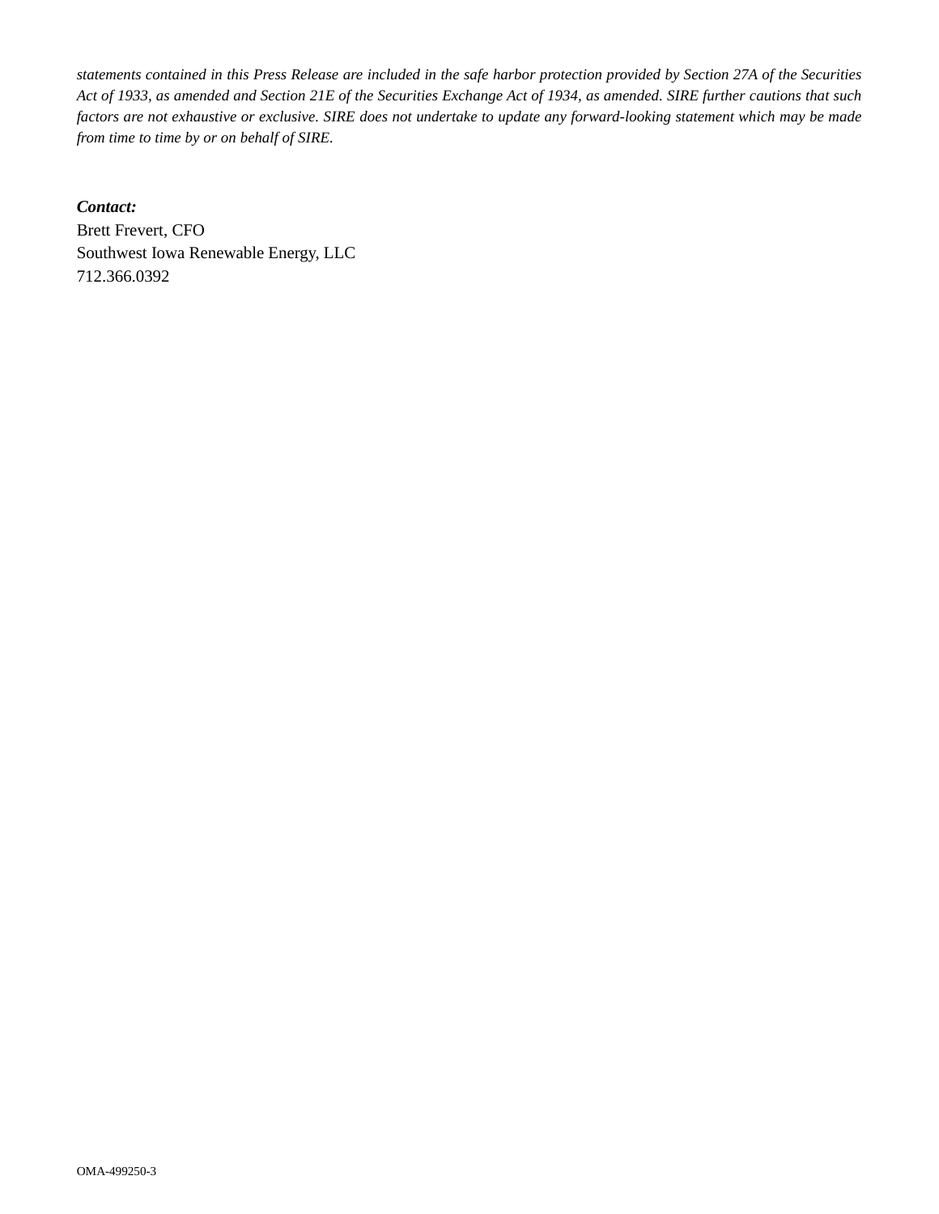*statements contained in this Press Release are included in the safe harbor protection provided by Section 27A of the Securities Act of 1933, as amended and Section 21E of the Securities Exchange Act of 1934, as amended. SIRE further cautions that such factors are not exhaustive or exclusive. SIRE does not undertake to update any forward-looking statement which may be made from time to time by or on behalf of SIRE.*

***Contact:***
Brett Frevert, CFO
Southwest Iowa Renewable Energy, LLC
712.366.0392

OMA-499250-3